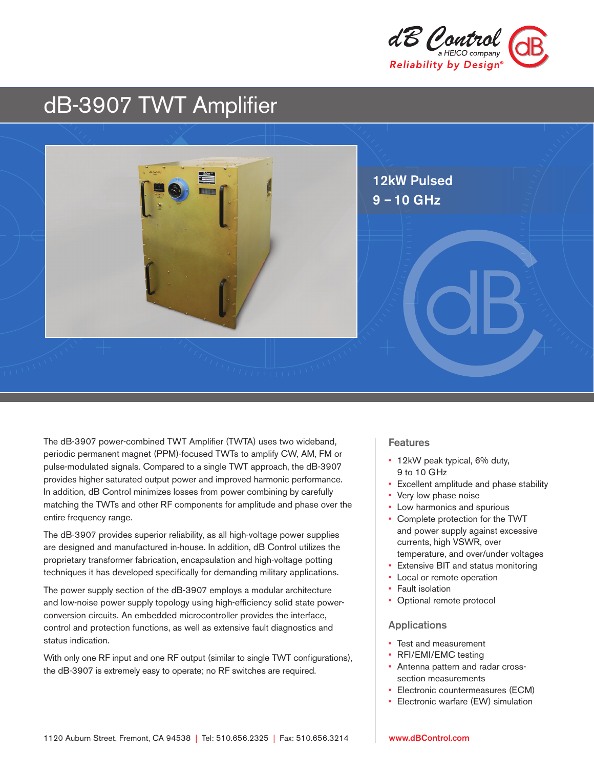dB Control
a HEICO company
Reliability by Design®

# dB-3907 TWT Amplifier

12kW Pulsed
9 – 10 GHz

The dB-3907 power-combined TWT Amplifier (TWTA) uses two wideband, periodic permanent magnet (PPM)-focused TWTs to amplify CW, AM, FM or pulse-modulated signals. Compared to a single TWT approach, the dB-3907 provides higher saturated output power and improved harmonic performance. In addition, dB Control minimizes losses from power combining by carefully matching the TWTs and other RF components for amplitude and phase over the entire frequency range.

The dB-3907 provides superior reliability, as all high-voltage power supplies are designed and manufactured in-house. In addition, dB Control utilizes the proprietary transformer fabrication, encapsulation and high-voltage potting techniques it has developed specifically for demanding military applications.

The power supply section of the dB-3907 employs a modular architecture and low-noise power supply topology using high-efficiency solid state power-conversion circuits. An embedded microcontroller provides the interface, control and protection functions, as well as extensive fault diagnostics and status indication.

With only one RF input and one RF output (similar to single TWT configurations), the dB-3907 is extremely easy to operate; no RF switches are required.

## Features

- 12kW peak typical, 6% duty, 9 to 10 GHz
- Excellent amplitude and phase stability
- Very low phase noise
- Low harmonics and spurious
- Complete protection for the TWT and power supply against excessive currents, high VSWR, over temperature, and over/under voltages
- Extensive BIT and status monitoring
- Local or remote operation
- Fault isolation
- Optional remote protocol

## Applications

- Test and measurement
- RFI/EMI/EMC testing
- Antenna pattern and radar cross-section measurements
- Electronic countermeasures (ECM)
- Electronic warfare (EW) simulation

1120 Auburn Street, Fremont, CA 94538 | Tel: 510.656.2325 | Fax: 510.656.3214 www.dBControl.com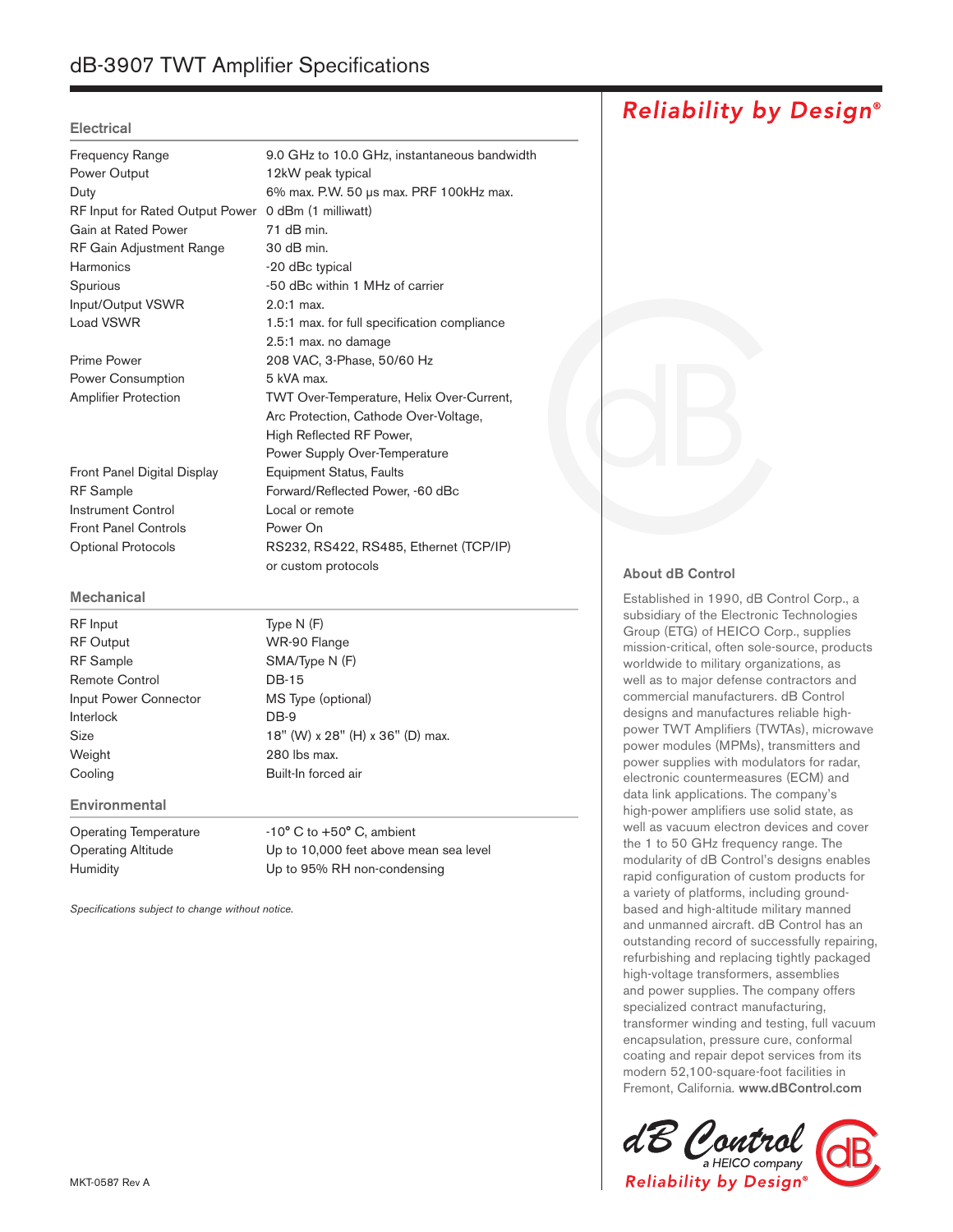# dB-3907 TWT Amplifier Specifications

## Electrical

| | |
|---|---|
| Frequency Range | 9.0 GHz to 10.0 GHz, instantaneous bandwidth |
| Power Output | 12kW peak typical |
| Duty | 6% max. P.W. 50 µs max. PRF 100kHz max. |
| RF Input for Rated Output Power | 0 dBm (1 milliwatt) |
| Gain at Rated Power | 71 dB min. |
| RF Gain Adjustment Range | 30 dB min. |
| Harmonics | -20 dBc typical |
| Spurious | -50 dBc within 1 MHz of carrier |
| Input/Output VSWR | 2.0:1 max. |
| Load VSWR | 1.5:1 max. for full specification compliance<br>2.5:1 max. no damage |
| Prime Power | 208 VAC, 3-Phase, 50/60 Hz |
| Power Consumption | 5 kVA max. |
| Amplifier Protection | TWT Over-Temperature, Helix Over-Current, Arc Protection, Cathode Over-Voltage, High Reflected RF Power, Power Supply Over-Temperature |
| Front Panel Digital Display | Equipment Status, Faults |
| RF Sample | Forward/Reflected Power, -60 dBc |
| Instrument Control | Local or remote |
| Front Panel Controls | Power On |
| Optional Protocols | RS232, RS422, RS485, Ethernet (TCP/IP) or custom protocols |

## Mechanical

| | |
|---|---|
| RF Input | Type N (F) |
| RF Output | WR-90 Flange |
| RF Sample | SMA/Type N (F) |
| Remote Control | DB-15 |
| Input Power Connector | MS Type (optional) |
| Interlock | DB-9 |
| Size | 18" (W) x 28" (H) x 36" (D) max. |
| Weight | 280 lbs max. |
| Cooling | Built-In forced air |

## Environmental

| | |
|---|---|
| Operating Temperature | -10° C to +50° C, ambient |
| Operating Altitude | Up to 10,000 feet above mean sea level |
| Humidity | Up to 95% RH non-condensing |

*Specifications subject to change without notice.*

MKT-0587 Rev A

*Reliability by Design®*

### About dB Control

Established in 1990, dB Control Corp., a subsidiary of the Electronic Technologies Group (ETG) of HEICO Corp., supplies mission-critical, often sole-source, products worldwide to military organizations, as well as to major defense contractors and commercial manufacturers. dB Control designs and manufactures reliable high-power TWT Amplifiers (TWTAs), microwave power modules (MPMs), transmitters and power supplies with modulators for radar, electronic countermeasures (ECM) and data link applications. The company's high-power amplifiers use solid state, as well as vacuum electron devices and cover the 1 to 50 GHz frequency range. The modularity of dB Control's designs enables rapid configuration of custom products for a variety of platforms, including ground-based and high-altitude military manned and unmanned aircraft. dB Control has an outstanding record of successfully repairing, refurbishing and replacing tightly packaged high-voltage transformers, assemblies and power supplies. The company offers specialized contract manufacturing, transformer winding and testing, full vacuum encapsulation, pressure cure, conformal coating and repair depot services from its modern 52,100-square-foot facilities in Fremont, California. **www.dBControl.com**

dB Control
a HEICO company
*Reliability by Design®*